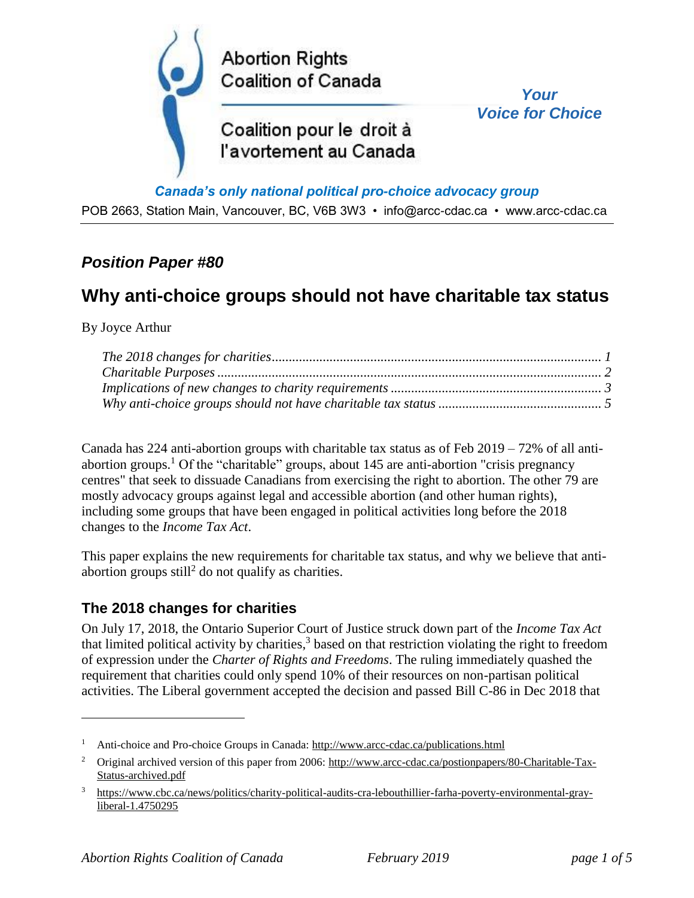Abortion Rights Coalition of Canada

Coalition pour le droit à l'avortement au Canada

*Your Voice for Choice*

***Canada's only national political pro-choice advocacy group***

POB 2663, Station Main, Vancouver, BC, V6B 3W3 • info@arcc-cdac.ca • www.arcc-cdac.ca

## *Position Paper #80*

# Why anti-choice groups should not have charitable tax status

By Joyce Arthur

*The 2018 changes for charities* ........ *1*
*Charitable Purposes* ........ *2*
*Implications of new changes to charity requirements* ........ *3*
*Why anti-choice groups should not have charitable tax status* ........ *5*

Canada has 224 anti-abortion groups with charitable tax status as of Feb 2019 – 72% of all anti-abortion groups.[1] Of the "charitable" groups, about 145 are anti-abortion "crisis pregnancy centres" that seek to dissuade Canadians from exercising the right to abortion. The other 79 are mostly advocacy groups against legal and accessible abortion (and other human rights), including some groups that have been engaged in political activities long before the 2018 changes to the *Income Tax Act*.

This paper explains the new requirements for charitable tax status, and why we believe that anti-abortion groups still[2] do not qualify as charities.

## The 2018 changes for charities

On July 17, 2018, the Ontario Superior Court of Justice struck down part of the *Income Tax Act* that limited political activity by charities,[3] based on that restriction violating the right to freedom of expression under the *Charter of Rights and Freedoms*. The ruling immediately quashed the requirement that charities could only spend 10% of their resources on non-partisan political activities. The Liberal government accepted the decision and passed Bill C-86 in Dec 2018 that

---

[1] Anti-choice and Pro-choice Groups in Canada: http://www.arcc-cdac.ca/publications.html

[2] Original archived version of this paper from 2006: http://www.arcc-cdac.ca/postionpapers/80-Charitable-Tax-Status-archived.pdf

[3] https://www.cbc.ca/news/politics/charity-political-audits-cra-lebouthillier-farha-poverty-environmental-gray-liberal-1.4750295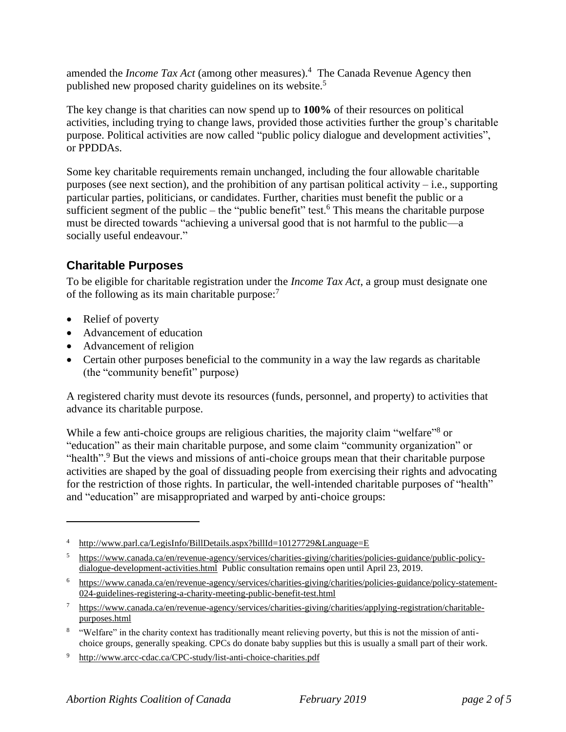amended the *Income Tax Act* (among other measures).[4] The Canada Revenue Agency then published new proposed charity guidelines on its website.[5]

The key change is that charities can now spend up to **100%** of their resources on political activities, including trying to change laws, provided those activities further the group's charitable purpose. Political activities are now called "public policy dialogue and development activities", or PPDDAs.

Some key charitable requirements remain unchanged, including the four allowable charitable purposes (see next section), and the prohibition of any partisan political activity – i.e., supporting particular parties, politicians, or candidates. Further, charities must benefit the public or a sufficient segment of the public – the "public benefit" test.[6] This means the charitable purpose must be directed towards "achieving a universal good that is not harmful to the public—a socially useful endeavour."

## Charitable Purposes

To be eligible for charitable registration under the *Income Tax Act*, a group must designate one of the following as its main charitable purpose:[7]

- Relief of poverty
- Advancement of education
- Advancement of religion
- Certain other purposes beneficial to the community in a way the law regards as charitable (the "community benefit" purpose)

A registered charity must devote its resources (funds, personnel, and property) to activities that advance its charitable purpose.

While a few anti-choice groups are religious charities, the majority claim "welfare"[8] or "education" as their main charitable purpose, and some claim "community organization" or "health".[9] But the views and missions of anti-choice groups mean that their charitable purpose activities are shaped by the goal of dissuading people from exercising their rights and advocating for the restriction of those rights. In particular, the well-intended charitable purposes of "health" and "education" are misappropriated and warped by anti-choice groups:

---

[4] http://www.parl.ca/LegisInfo/BillDetails.aspx?billId=10127729&Language=E

[5] https://www.canada.ca/en/revenue-agency/services/charities-giving/charities/policies-guidance/public-policy-dialogue-development-activities.html Public consultation remains open until April 23, 2019.

[6] https://www.canada.ca/en/revenue-agency/services/charities-giving/charities/policies-guidance/policy-statement-024-guidelines-registering-a-charity-meeting-public-benefit-test.html

[7] https://www.canada.ca/en/revenue-agency/services/charities-giving/charities/applying-registration/charitable-purposes.html

[8] "Welfare" in the charity context has traditionally meant relieving poverty, but this is not the mission of anti-choice groups, generally speaking. CPCs do donate baby supplies but this is usually a small part of their work.

[9] http://www.arcc-cdac.ca/CPC-study/list-anti-choice-charities.pdf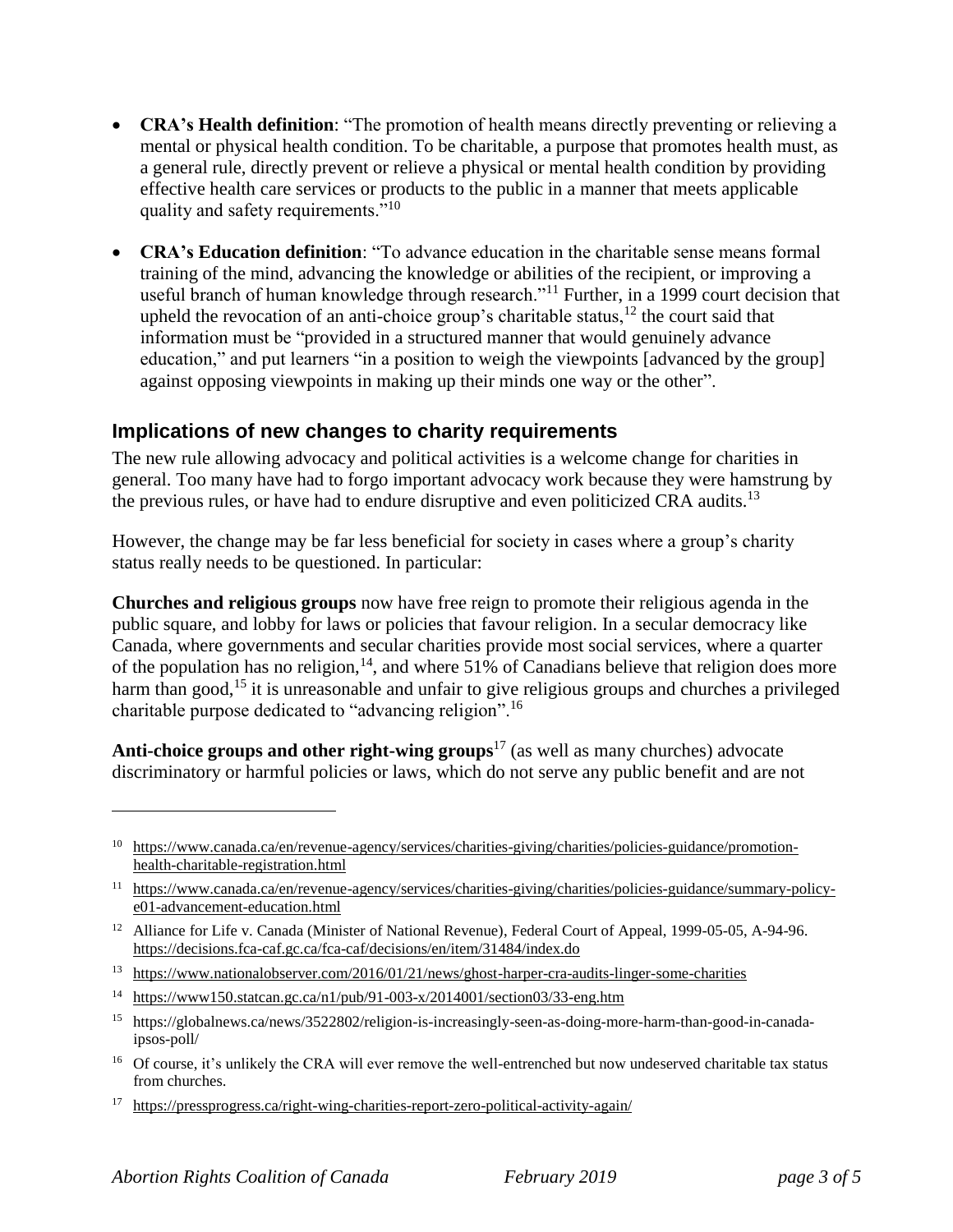- **CRA's Health definition**: "The promotion of health means directly preventing or relieving a mental or physical health condition. To be charitable, a purpose that promotes health must, as a general rule, directly prevent or relieve a physical or mental health condition by providing effective health care services or products to the public in a manner that meets applicable quality and safety requirements."[10]
- **CRA's Education definition**: "To advance education in the charitable sense means formal training of the mind, advancing the knowledge or abilities of the recipient, or improving a useful branch of human knowledge through research."[11] Further, in a 1999 court decision that upheld the revocation of an anti-choice group's charitable status,[12] the court said that information must be "provided in a structured manner that would genuinely advance education," and put learners "in a position to weigh the viewpoints [advanced by the group] against opposing viewpoints in making up their minds one way or the other".

## Implications of new changes to charity requirements

The new rule allowing advocacy and political activities is a welcome change for charities in general. Too many have had to forgo important advocacy work because they were hamstrung by the previous rules, or have had to endure disruptive and even politicized CRA audits.[13]

However, the change may be far less beneficial for society in cases where a group's charity status really needs to be questioned. In particular:

**Churches and religious groups** now have free reign to promote their religious agenda in the public square, and lobby for laws or policies that favour religion. In a secular democracy like Canada, where governments and secular charities provide most social services, where a quarter of the population has no religion,[14], and where 51% of Canadians believe that religion does more harm than good,[15] it is unreasonable and unfair to give religious groups and churches a privileged charitable purpose dedicated to "advancing religion".[16]

**Anti-choice groups and other right-wing groups**[17] (as well as many churches) advocate discriminatory or harmful policies or laws, which do not serve any public benefit and are not

---

[10] https://www.canada.ca/en/revenue-agency/services/charities-giving/charities/policies-guidance/promotion-health-charitable-registration.html

[11] https://www.canada.ca/en/revenue-agency/services/charities-giving/charities/policies-guidance/summary-policy-e01-advancement-education.html

[12] Alliance for Life v. Canada (Minister of National Revenue), Federal Court of Appeal, 1999-05-05, A-94-96. https://decisions.fca-caf.gc.ca/fca-caf/decisions/en/item/31484/index.do

[13] https://www.nationalobserver.com/2016/01/21/news/ghost-harper-cra-audits-linger-some-charities

[14] https://www150.statcan.gc.ca/n1/pub/91-003-x/2014001/section03/33-eng.htm

[15] https://globalnews.ca/news/3522802/religion-is-increasingly-seen-as-doing-more-harm-than-good-in-canada-ipsos-poll/

[16] Of course, it's unlikely the CRA will ever remove the well-entrenched but now undeserved charitable tax status from churches.

[17] https://pressprogress.ca/right-wing-charities-report-zero-political-activity-again/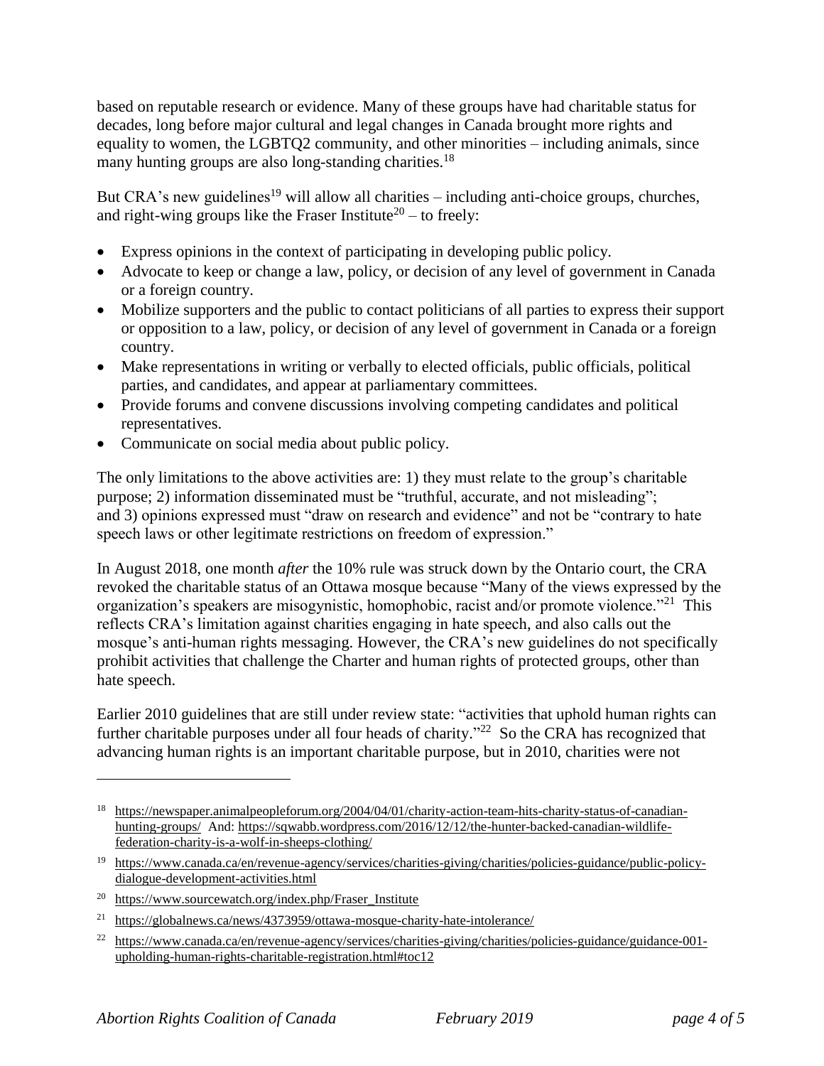based on reputable research or evidence. Many of these groups have had charitable status for decades, long before major cultural and legal changes in Canada brought more rights and equality to women, the LGBTQ2 community, and other minorities – including animals, since many hunting groups are also long-standing charities.[18]

But CRA's new guidelines[19] will allow all charities – including anti-choice groups, churches, and right-wing groups like the Fraser Institute[20] – to freely:

- Express opinions in the context of participating in developing public policy.
- Advocate to keep or change a law, policy, or decision of any level of government in Canada or a foreign country.
- Mobilize supporters and the public to contact politicians of all parties to express their support or opposition to a law, policy, or decision of any level of government in Canada or a foreign country.
- Make representations in writing or verbally to elected officials, public officials, political parties, and candidates, and appear at parliamentary committees.
- Provide forums and convene discussions involving competing candidates and political representatives.
- Communicate on social media about public policy.

The only limitations to the above activities are: 1) they must relate to the group's charitable purpose; 2) information disseminated must be "truthful, accurate, and not misleading"; and 3) opinions expressed must "draw on research and evidence" and not be "contrary to hate speech laws or other legitimate restrictions on freedom of expression."

In August 2018, one month *after* the 10% rule was struck down by the Ontario court, the CRA revoked the charitable status of an Ottawa mosque because "Many of the views expressed by the organization's speakers are misogynistic, homophobic, racist and/or promote violence."[21] This reflects CRA's limitation against charities engaging in hate speech, and also calls out the mosque's anti-human rights messaging. However, the CRA's new guidelines do not specifically prohibit activities that challenge the Charter and human rights of protected groups, other than hate speech.

Earlier 2010 guidelines that are still under review state: "activities that uphold human rights can further charitable purposes under all four heads of charity."[22] So the CRA has recognized that advancing human rights is an important charitable purpose, but in 2010, charities were not

---

[18] https://newspaper.animalpeopleforum.org/2004/04/01/charity-action-team-hits-charity-status-of-canadian-hunting-groups/ And: https://sqwabb.wordpress.com/2016/12/12/the-hunter-backed-canadian-wildlife-federation-charity-is-a-wolf-in-sheeps-clothing/

[19] https://www.canada.ca/en/revenue-agency/services/charities-giving/charities/policies-guidance/public-policy-dialogue-development-activities.html

[20] https://www.sourcewatch.org/index.php/Fraser_Institute

[21] https://globalnews.ca/news/4373959/ottawa-mosque-charity-hate-intolerance/

[22] https://www.canada.ca/en/revenue-agency/services/charities-giving/charities/policies-guidance/guidance-001-upholding-human-rights-charitable-registration.html#toc12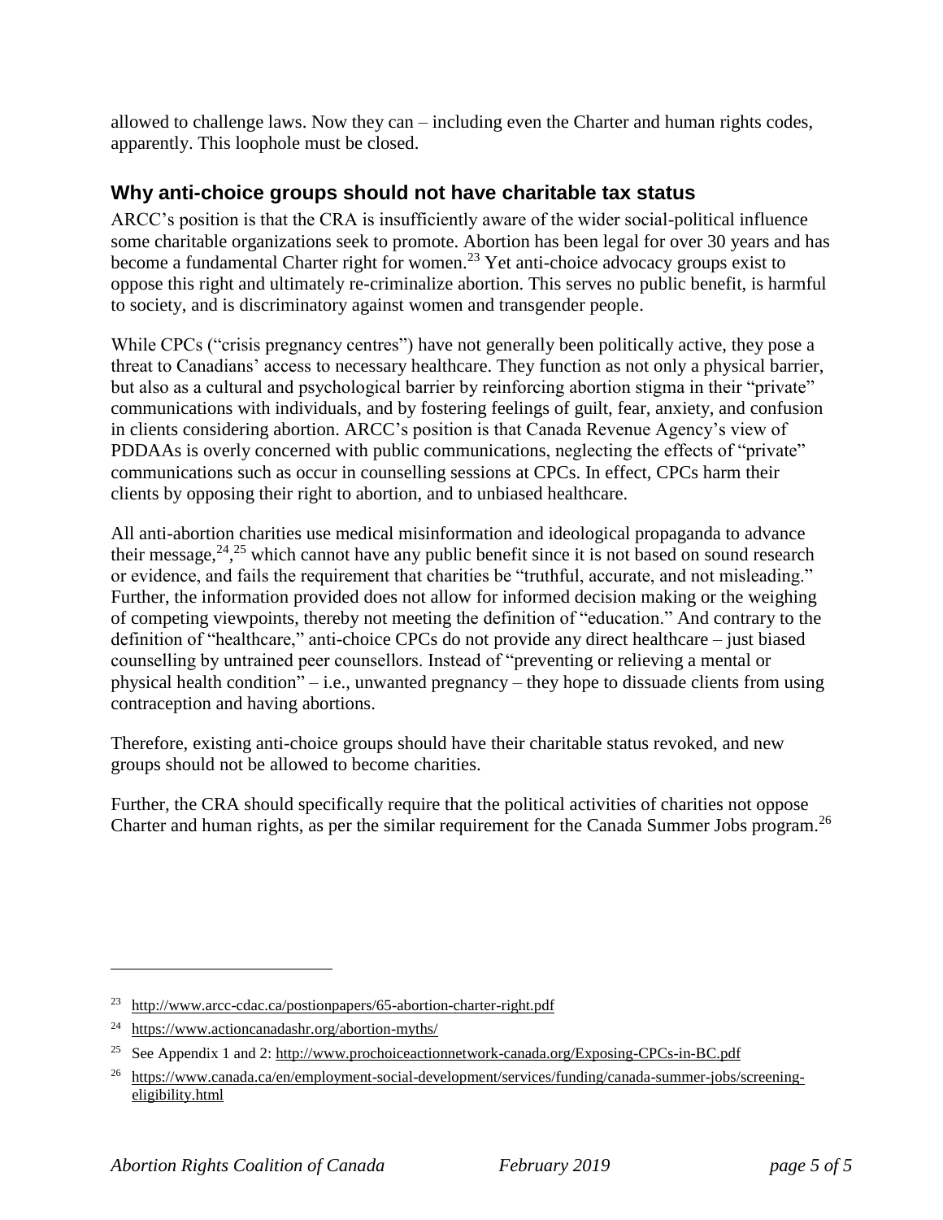allowed to challenge laws. Now they can – including even the Charter and human rights codes, apparently. This loophole must be closed.

## Why anti-choice groups should not have charitable tax status

ARCC's position is that the CRA is insufficiently aware of the wider social-political influence some charitable organizations seek to promote. Abortion has been legal for over 30 years and has become a fundamental Charter right for women.[23] Yet anti-choice advocacy groups exist to oppose this right and ultimately re-criminalize abortion. This serves no public benefit, is harmful to society, and is discriminatory against women and transgender people.

While CPCs ("crisis pregnancy centres") have not generally been politically active, they pose a threat to Canadians' access to necessary healthcare. They function as not only a physical barrier, but also as a cultural and psychological barrier by reinforcing abortion stigma in their "private" communications with individuals, and by fostering feelings of guilt, fear, anxiety, and confusion in clients considering abortion. ARCC's position is that Canada Revenue Agency's view of PDDAAs is overly concerned with public communications, neglecting the effects of "private" communications such as occur in counselling sessions at CPCs. In effect, CPCs harm their clients by opposing their right to abortion, and to unbiased healthcare.

All anti-abortion charities use medical misinformation and ideological propaganda to advance their message,[24],[25] which cannot have any public benefit since it is not based on sound research or evidence, and fails the requirement that charities be "truthful, accurate, and not misleading." Further, the information provided does not allow for informed decision making or the weighing of competing viewpoints, thereby not meeting the definition of "education." And contrary to the definition of "healthcare," anti-choice CPCs do not provide any direct healthcare – just biased counselling by untrained peer counsellors. Instead of "preventing or relieving a mental or physical health condition" – i.e., unwanted pregnancy – they hope to dissuade clients from using contraception and having abortions.

Therefore, existing anti-choice groups should have their charitable status revoked, and new groups should not be allowed to become charities.

Further, the CRA should specifically require that the political activities of charities not oppose Charter and human rights, as per the similar requirement for the Canada Summer Jobs program.[26]

---

[23] http://www.arcc-cdac.ca/postionpapers/65-abortion-charter-right.pdf

[24] https://www.actioncanadashr.org/abortion-myths/

[25] See Appendix 1 and 2: http://www.prochoiceactionnetwork-canada.org/Exposing-CPCs-in-BC.pdf

[26] https://www.canada.ca/en/employment-social-development/services/funding/canada-summer-jobs/screening-eligibility.html